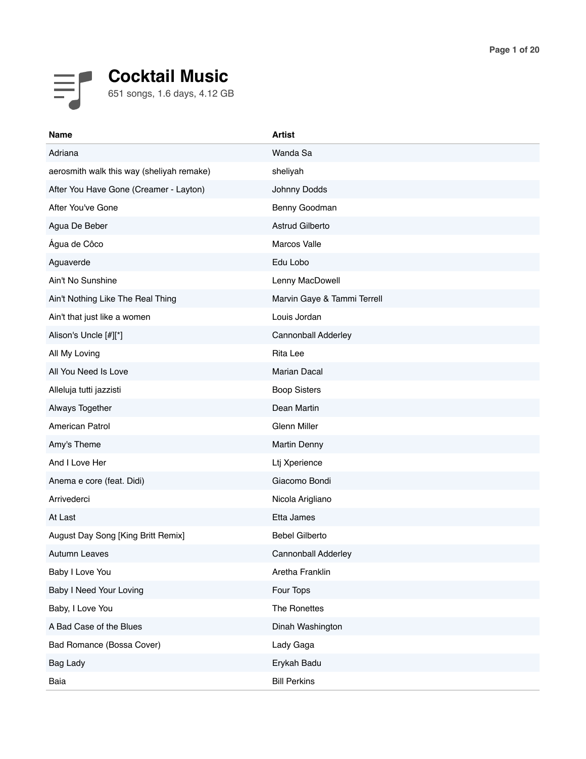# Cocktail Music

651 songs, 1.6 days, 4.12 GB

| Name | Artist |
|---|---|
| Adriana | Wanda Sa |
| aerosmith walk this way (sheliyah remake) | sheliyah |
| After You Have Gone (Creamer - Layton) | Johnny Dodds |
| After You've Gone | Benny Goodman |
| Agua De Beber | Astrud Gilberto |
| Água de Côco | Marcos Valle |
| Aguaverde | Edu Lobo |
| Ain't No Sunshine | Lenny MacDowell |
| Ain't Nothing Like The Real Thing | Marvin Gaye & Tammi Terrell |
| Ain't that just like a women | Louis Jordan |
| Alison's Uncle [#][*] | Cannonball Adderley |
| All My Loving | Rita Lee |
| All You Need Is Love | Marian Dacal |
| Alleluja tutti jazzisti | Boop Sisters |
| Always Together | Dean Martin |
| American Patrol | Glenn Miller |
| Amy's Theme | Martin Denny |
| And I Love Her | Ltj Xperience |
| Anema e core (feat. Didi) | Giacomo Bondi |
| Arrivederci | Nicola Arigliano |
| At Last | Etta James |
| August Day Song [King Britt Remix] | Bebel Gilberto |
| Autumn Leaves | Cannonball Adderley |
| Baby I Love You | Aretha Franklin |
| Baby I Need Your Loving | Four Tops |
| Baby, I Love You | The Ronettes |
| A Bad Case of the Blues | Dinah Washington |
| Bad Romance (Bossa Cover) | Lady Gaga |
| Bag Lady | Erykah Badu |
| Baia | Bill Perkins |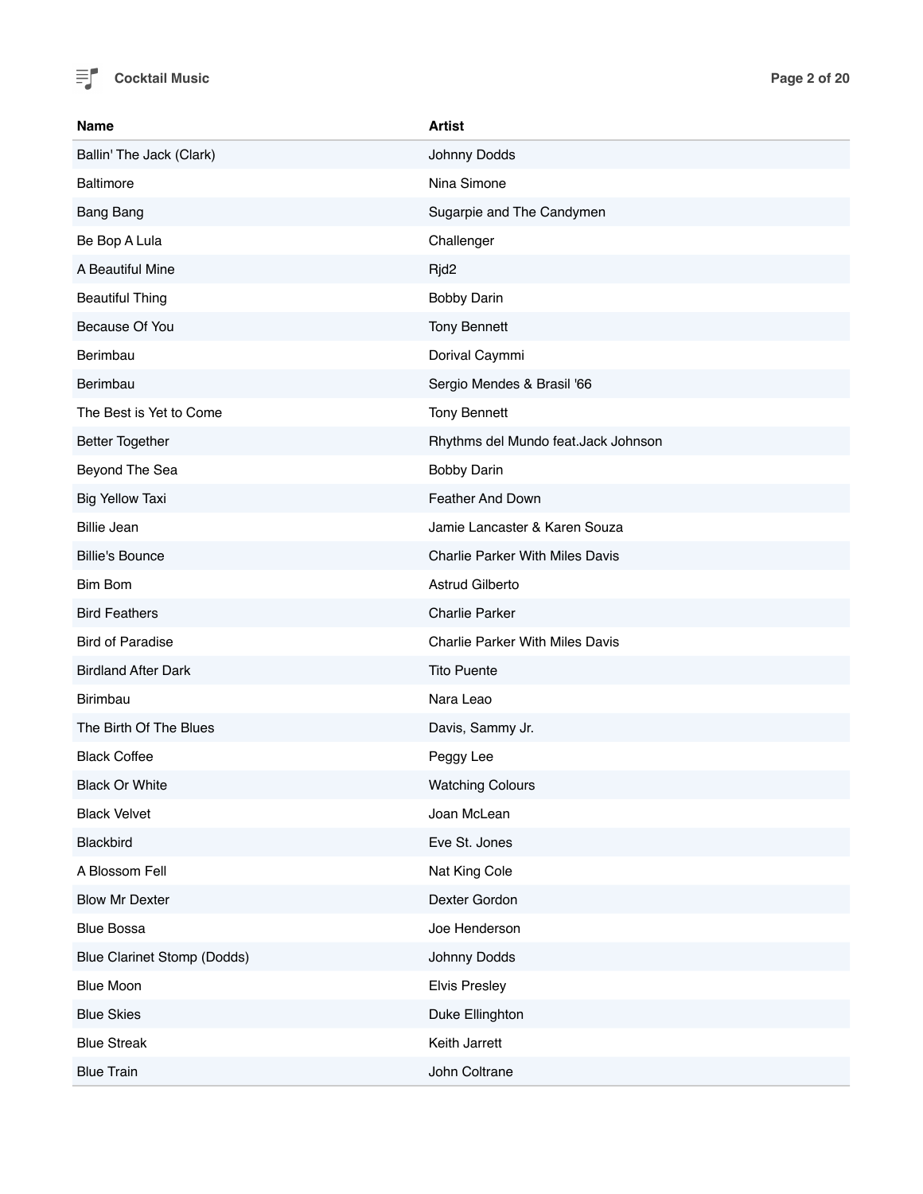| Name | Artist |
| --- | --- |
| Ballin' The Jack (Clark) | Johnny Dodds |
| Baltimore | Nina Simone |
| Bang Bang | Sugarpie and The Candymen |
| Be Bop A Lula | Challenger |
| A Beautiful Mine | Rjd2 |
| Beautiful Thing | Bobby Darin |
| Because Of You | Tony Bennett |
| Berimbau | Dorival Caymmi |
| Berimbau | Sergio Mendes & Brasil '66 |
| The Best is Yet to Come | Tony Bennett |
| Better Together | Rhythms del Mundo feat.Jack Johnson |
| Beyond The Sea | Bobby Darin |
| Big Yellow Taxi | Feather And Down |
| Billie Jean | Jamie Lancaster & Karen Souza |
| Billie's Bounce | Charlie Parker With Miles Davis |
| Bim Bom | Astrud Gilberto |
| Bird Feathers | Charlie Parker |
| Bird of Paradise | Charlie Parker With Miles Davis |
| Birdland After Dark | Tito Puente |
| Birimbau | Nara Leao |
| The Birth Of The Blues | Davis, Sammy Jr. |
| Black Coffee | Peggy Lee |
| Black Or White | Watching Colours |
| Black Velvet | Joan McLean |
| Blackbird | Eve St. Jones |
| A Blossom Fell | Nat King Cole |
| Blow Mr Dexter | Dexter Gordon |
| Blue Bossa | Joe Henderson |
| Blue Clarinet Stomp (Dodds) | Johnny Dodds |
| Blue Moon | Elvis Presley |
| Blue Skies | Duke Ellinghton |
| Blue Streak | Keith Jarrett |
| Blue Train | John Coltrane |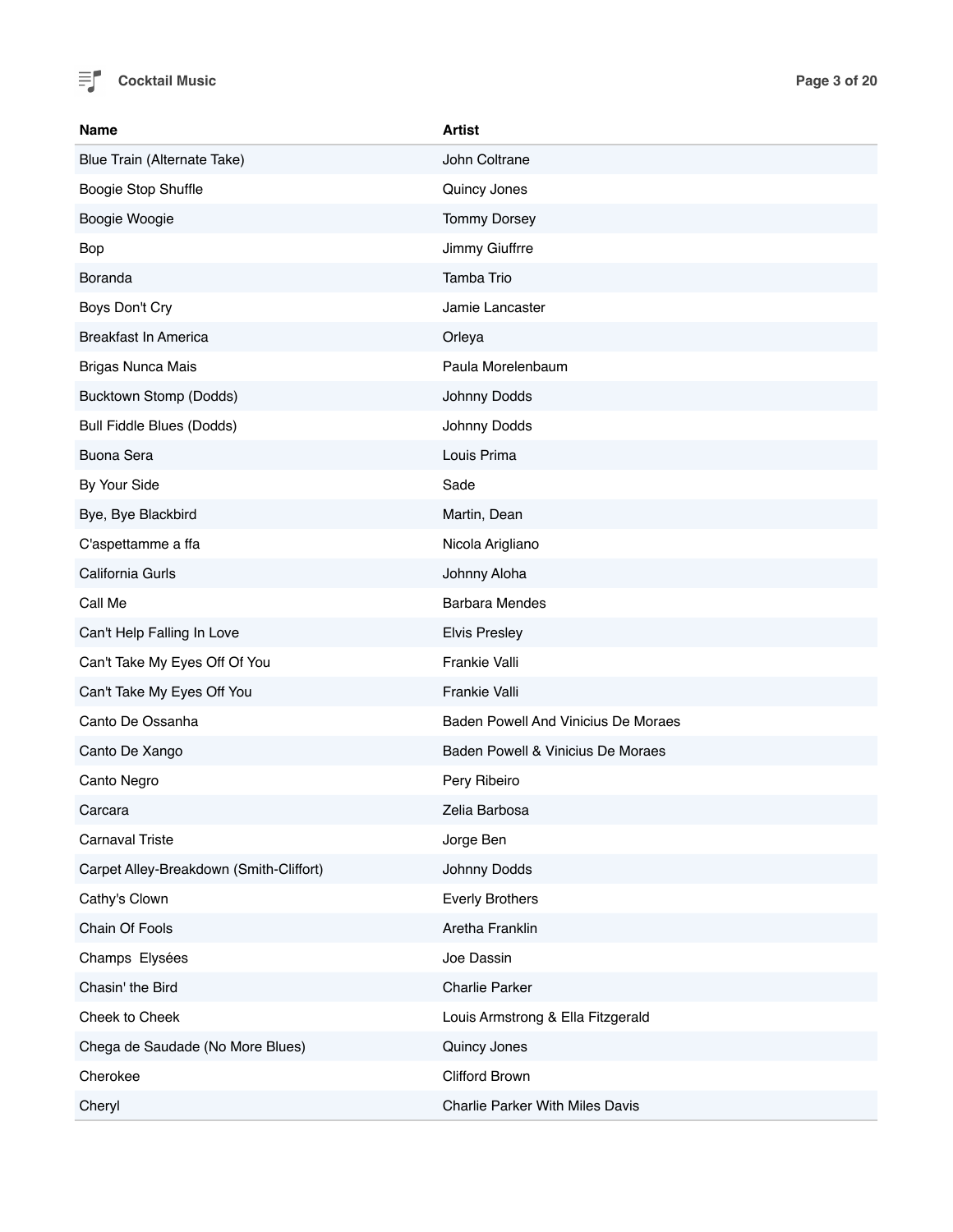| Name | Artist |
| --- | --- |
| Blue Train (Alternate Take) | John Coltrane |
| Boogie Stop Shuffle | Quincy Jones |
| Boogie Woogie | Tommy Dorsey |
| Bop | Jimmy Giuffrre |
| Boranda | Tamba Trio |
| Boys Don't Cry | Jamie Lancaster |
| Breakfast In America | Orleya |
| Brigas Nunca Mais | Paula Morelenbaum |
| Bucktown Stomp (Dodds) | Johnny Dodds |
| Bull Fiddle Blues (Dodds) | Johnny Dodds |
| Buona Sera | Louis Prima |
| By Your Side | Sade |
| Bye, Bye Blackbird | Martin, Dean |
| C'aspettamme a ffa | Nicola Arigliano |
| California Gurls | Johnny Aloha |
| Call Me | Barbara Mendes |
| Can't Help Falling In Love | Elvis Presley |
| Can't Take My Eyes Off Of You | Frankie Valli |
| Can't Take My Eyes Off You | Frankie Valli |
| Canto De Ossanha | Baden Powell And Vinicius De Moraes |
| Canto De Xango | Baden Powell & Vinicius De Moraes |
| Canto Negro | Pery Ribeiro |
| Carcara | Zelia Barbosa |
| Carnaval Triste | Jorge Ben |
| Carpet Alley-Breakdown (Smith-Clifford) | Johnny Dodds |
| Cathy's Clown | Everly Brothers |
| Chain Of Fools | Aretha Franklin |
| Champs  Elysées | Joe Dassin |
| Chasin' the Bird | Charlie Parker |
| Cheek to Cheek | Louis Armstrong & Ella Fitzgerald |
| Chega de Saudade (No More Blues) | Quincy Jones |
| Cherokee | Clifford Brown |
| Cheryl | Charlie Parker With Miles Davis |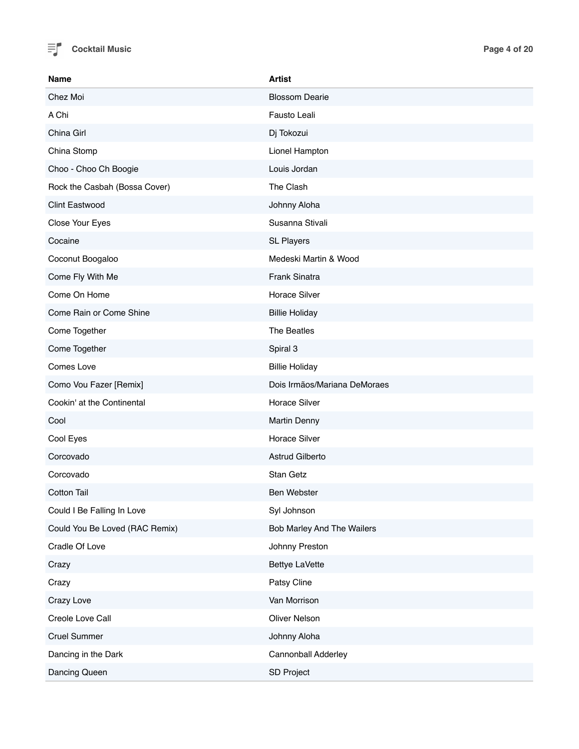| Name | Artist |
| --- | --- |
| Chez Moi | Blossom Dearie |
| A Chi | Fausto Leali |
| China Girl | Dj Tokozui |
| China Stomp | Lionel Hampton |
| Choo - Choo Ch Boogie | Louis Jordan |
| Rock the Casbah (Bossa Cover) | The Clash |
| Clint Eastwood | Johnny Aloha |
| Close Your Eyes | Susanna Stivali |
| Cocaine | SL Players |
| Coconut Boogaloo | Medeski Martin & Wood |
| Come Fly With Me | Frank Sinatra |
| Come On Home | Horace Silver |
| Come Rain or Come Shine | Billie Holiday |
| Come Together | The Beatles |
| Come Together | Spiral 3 |
| Comes Love | Billie Holiday |
| Como Vou Fazer [Remix] | Dois Irmãos/Mariana DeMoraes |
| Cookin' at the Continental | Horace Silver |
| Cool | Martin Denny |
| Cool Eyes | Horace Silver |
| Corcovado | Astrud Gilberto |
| Corcovado | Stan Getz |
| Cotton Tail | Ben Webster |
| Could I Be Falling In Love | Syl Johnson |
| Could You Be Loved (RAC Remix) | Bob Marley And The Wailers |
| Cradle Of Love | Johnny Preston |
| Crazy | Bettye LaVette |
| Crazy | Patsy Cline |
| Crazy Love | Van Morrison |
| Creole Love Call | Oliver Nelson |
| Cruel Summer | Johnny Aloha |
| Dancing in the Dark | Cannonball Adderley |
| Dancing Queen | SD Project |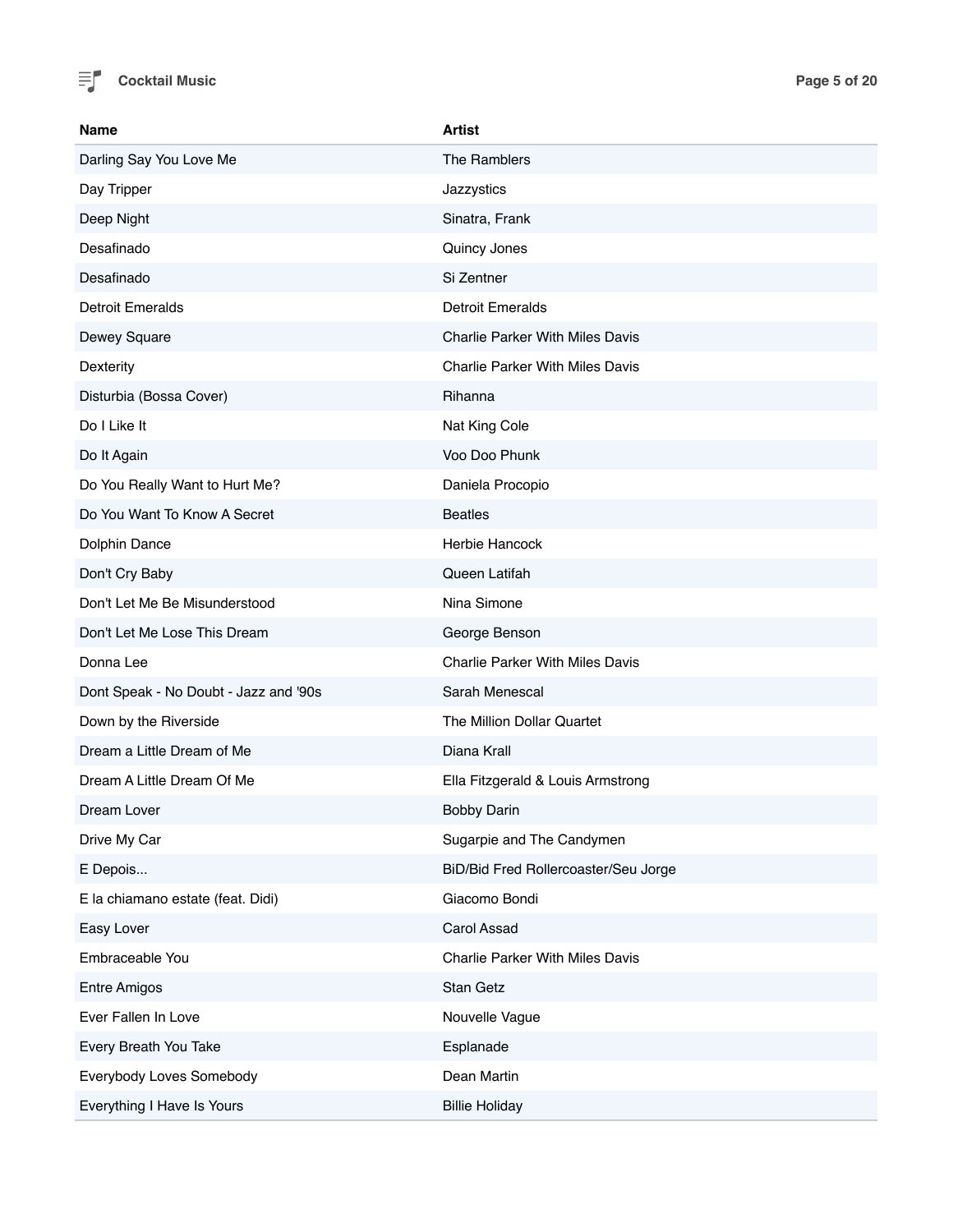| Name | Artist |
| --- | --- |
| Darling Say You Love Me | The Ramblers |
| Day Tripper | Jazzystics |
| Deep Night | Sinatra, Frank |
| Desafinado | Quincy Jones |
| Desafinado | Si Zentner |
| Detroit Emeralds | Detroit Emeralds |
| Dewey Square | Charlie Parker With Miles Davis |
| Dexterity | Charlie Parker With Miles Davis |
| Disturbia (Bossa Cover) | Rihanna |
| Do I Like It | Nat King Cole |
| Do It Again | Voo Doo Phunk |
| Do You Really Want to Hurt Me? | Daniela Procopio |
| Do You Want To Know A Secret | Beatles |
| Dolphin Dance | Herbie Hancock |
| Don't Cry Baby | Queen Latifah |
| Don't Let Me Be Misunderstood | Nina Simone |
| Don't Let Me Lose This Dream | George Benson |
| Donna Lee | Charlie Parker With Miles Davis |
| Dont Speak - No Doubt - Jazz and '90s | Sarah Menescal |
| Down by the Riverside | The Million Dollar Quartet |
| Dream a Little Dream of Me | Diana Krall |
| Dream A Little Dream Of Me | Ella Fitzgerald & Louis Armstrong |
| Dream Lover | Bobby Darin |
| Drive My Car | Sugarpie and The Candymen |
| E Depois... | BiD/Bid Fred Rollercoaster/Seu Jorge |
| E la chiamano estate (feat. Didi) | Giacomo Bondi |
| Easy Lover | Carol Assad |
| Embraceable You | Charlie Parker With Miles Davis |
| Entre Amigos | Stan Getz |
| Ever Fallen In Love | Nouvelle Vague |
| Every Breath You Take | Esplanade |
| Everybody Loves Somebody | Dean Martin |
| Everything I Have Is Yours | Billie Holiday |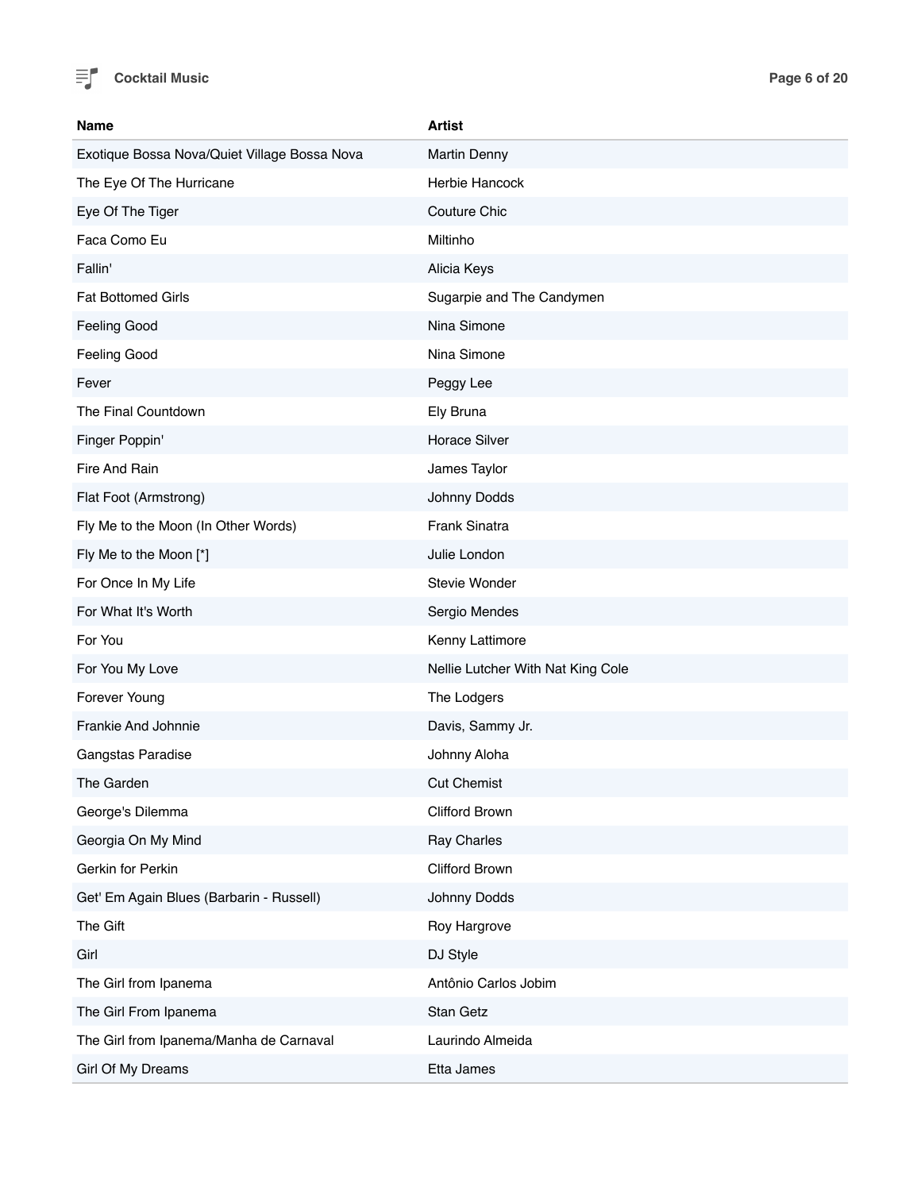| Name | Artist |
| --- | --- |
| Exotique Bossa Nova/Quiet Village Bossa Nova | Martin Denny |
| The Eye Of The Hurricane | Herbie Hancock |
| Eye Of The Tiger | Couture Chic |
| Faca Como Eu | Miltinho |
| Fallin' | Alicia Keys |
| Fat Bottomed Girls | Sugarpie and The Candymen |
| Feeling Good | Nina Simone |
| Feeling Good | Nina Simone |
| Fever | Peggy Lee |
| The Final Countdown | Ely Bruna |
| Finger Poppin' | Horace Silver |
| Fire And Rain | James Taylor |
| Flat Foot (Armstrong) | Johnny Dodds |
| Fly Me to the Moon (In Other Words) | Frank Sinatra |
| Fly Me to the Moon [*] | Julie London |
| For Once In My Life | Stevie Wonder |
| For What It's Worth | Sergio Mendes |
| For You | Kenny Lattimore |
| For You My Love | Nellie Lutcher With Nat King Cole |
| Forever Young | The Lodgers |
| Frankie And Johnnie | Davis, Sammy Jr. |
| Gangstas Paradise | Johnny Aloha |
| The Garden | Cut Chemist |
| George's Dilemma | Clifford Brown |
| Georgia On My Mind | Ray Charles |
| Gerkin for Perkin | Clifford Brown |
| Get' Em Again Blues (Barbarin - Russell) | Johnny Dodds |
| The Gift | Roy Hargrove |
| Girl | DJ Style |
| The Girl from Ipanema | Antônio Carlos Jobim |
| The Girl From Ipanema | Stan Getz |
| The Girl from Ipanema/Manha de Carnaval | Laurindo Almeida |
| Girl Of My Dreams | Etta James |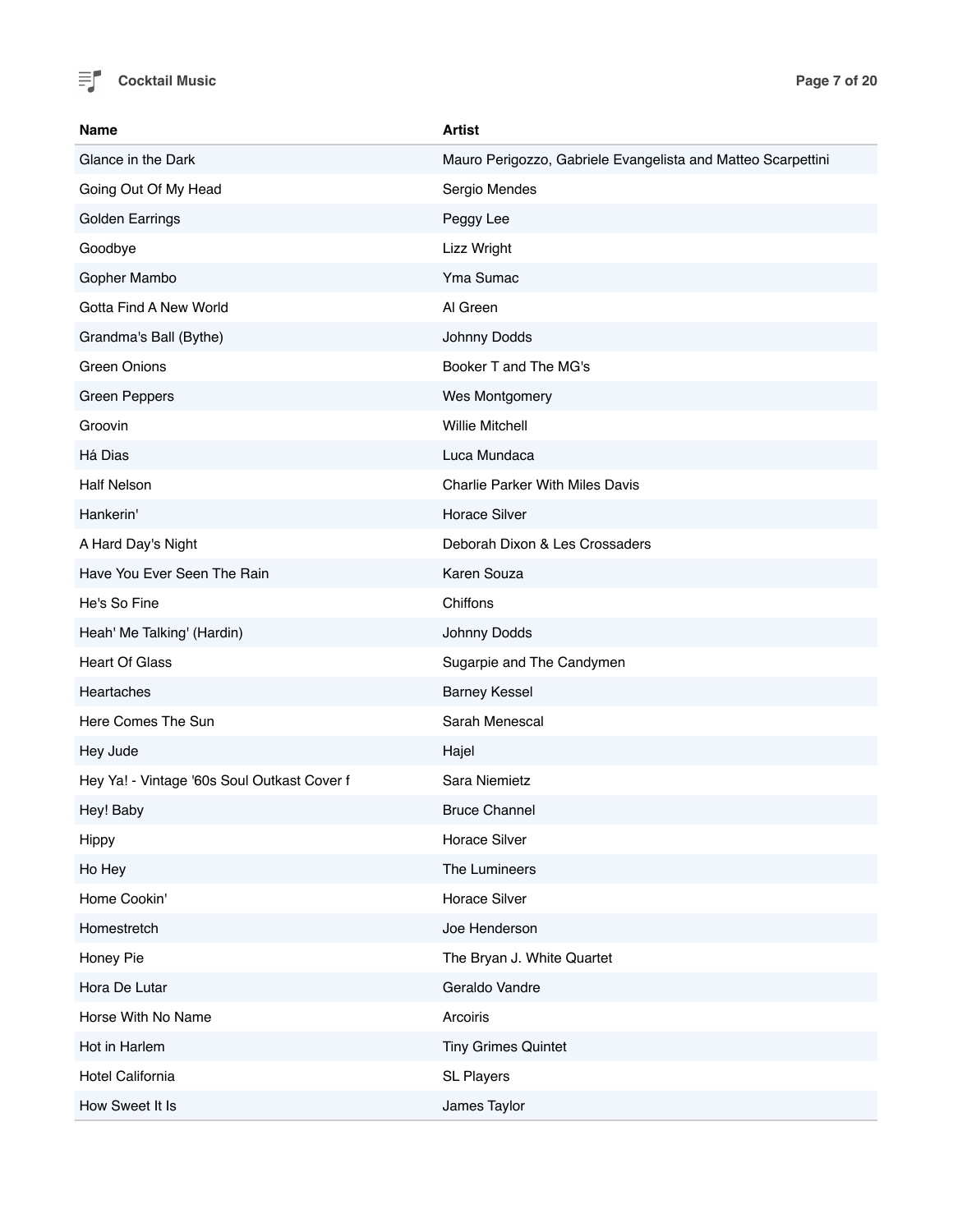| Name | Artist |
| --- | --- |
| Glance in the Dark | Mauro Perigozzo, Gabriele Evangelista and Matteo Scarpettini |
| Going Out Of My Head | Sergio Mendes |
| Golden Earrings | Peggy Lee |
| Goodbye | Lizz Wright |
| Gopher Mambo | Yma Sumac |
| Gotta Find A New World | Al Green |
| Grandma's Ball (Bythe) | Johnny Dodds |
| Green Onions | Booker T and The MG's |
| Green Peppers | Wes Montgomery |
| Groovin | Willie Mitchell |
| Há Dias | Luca Mundaca |
| Half Nelson | Charlie Parker With Miles Davis |
| Hankerin' | Horace Silver |
| A Hard Day's Night | Deborah Dixon & Les Crossaders |
| Have You Ever Seen The Rain | Karen Souza |
| He's So Fine | Chiffons |
| Heah' Me Talking' (Hardin) | Johnny Dodds |
| Heart Of Glass | Sugarpie and The Candymen |
| Heartaches | Barney Kessel |
| Here Comes The Sun | Sarah Menescal |
| Hey Jude | Hajel |
| Hey Ya! - Vintage '60s Soul Outkast Cover f | Sara Niemietz |
| Hey! Baby | Bruce Channel |
| Hippy | Horace Silver |
| Ho Hey | The Lumineers |
| Home Cookin' | Horace Silver |
| Homestretch | Joe Henderson |
| Honey Pie | The Bryan J. White Quartet |
| Hora De Lutar | Geraldo Vandre |
| Horse With No Name | Arcoiris |
| Hot in Harlem | Tiny Grimes Quintet |
| Hotel California | SL Players |
| How Sweet It Is | James Taylor |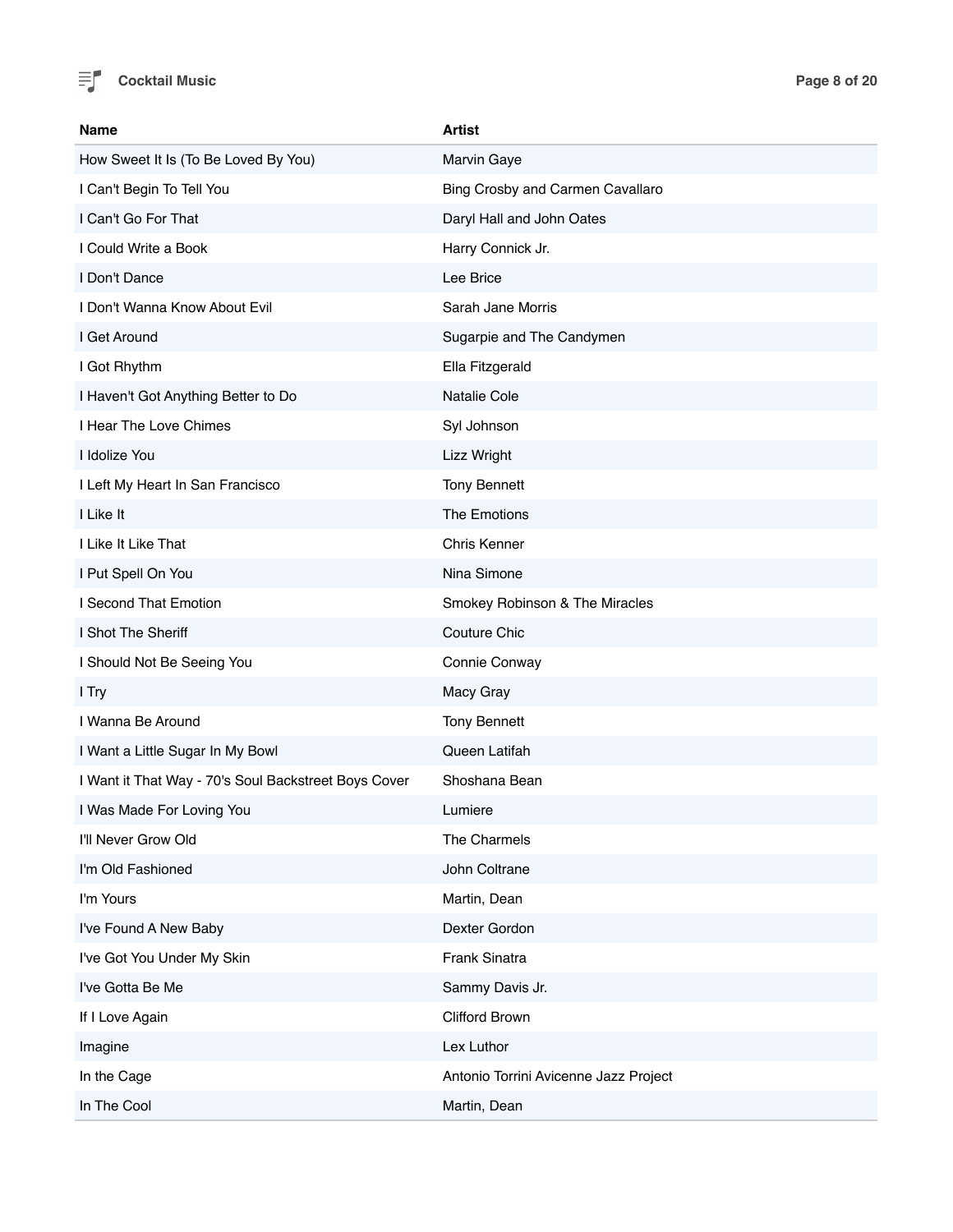| Name | Artist |
| --- | --- |
| How Sweet It Is (To Be Loved By You) | Marvin Gaye |
| I Can't Begin To Tell You | Bing Crosby and Carmen Cavallaro |
| I Can't Go For That | Daryl Hall and John Oates |
| I Could Write a Book | Harry Connick Jr. |
| I Don't Dance | Lee Brice |
| I Don't Wanna Know About Evil | Sarah Jane Morris |
| I Get Around | Sugarpie and The Candymen |
| I Got Rhythm | Ella Fitzgerald |
| I Haven't Got Anything Better to Do | Natalie Cole |
| I Hear The Love Chimes | Syl Johnson |
| I Idolize You | Lizz Wright |
| I Left My Heart In San Francisco | Tony Bennett |
| I Like It | The Emotions |
| I Like It Like That | Chris Kenner |
| I Put Spell On You | Nina Simone |
| I Second That Emotion | Smokey Robinson & The Miracles |
| I Shot The Sheriff | Couture Chic |
| I Should Not Be Seeing You | Connie Conway |
| I Try | Macy Gray |
| I Wanna Be Around | Tony Bennett |
| I Want a Little Sugar In My Bowl | Queen Latifah |
| I Want it That Way - 70's Soul Backstreet Boys Cover | Shoshana Bean |
| I Was Made For Loving You | Lumiere |
| I'll Never Grow Old | The Charmels |
| I'm Old Fashioned | John Coltrane |
| I'm Yours | Martin, Dean |
| I've Found A New Baby | Dexter Gordon |
| I've Got You Under My Skin | Frank Sinatra |
| I've Gotta Be Me | Sammy Davis Jr. |
| If I Love Again | Clifford Brown |
| Imagine | Lex Luthor |
| In the Cage | Antonio Torrini Avicenne Jazz Project |
| In The Cool | Martin, Dean |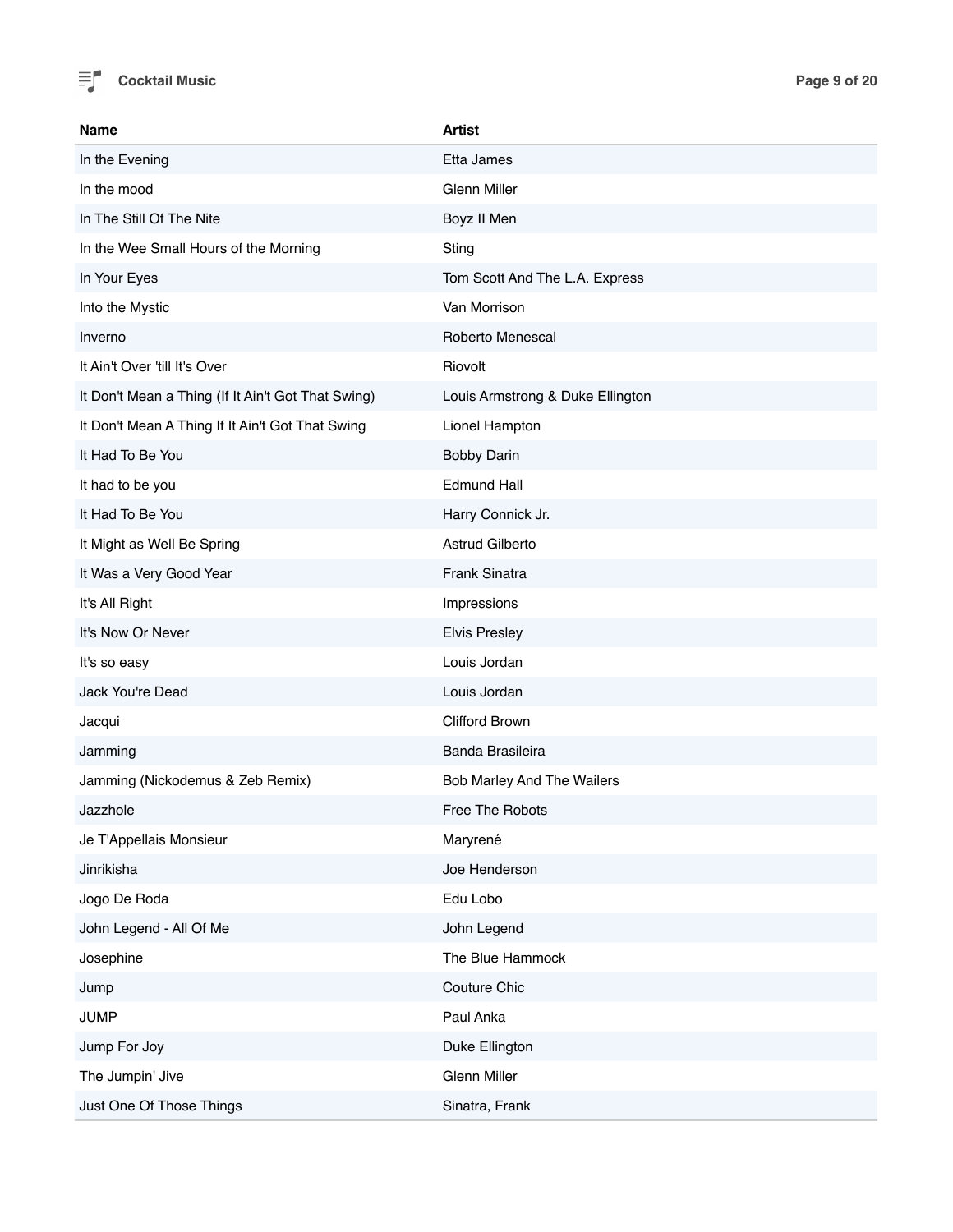| Name | Artist |
| --- | --- |
| In the Evening | Etta James |
| In the mood | Glenn Miller |
| In The Still Of The Nite | Boyz II Men |
| In the Wee Small Hours of the Morning | Sting |
| In Your Eyes | Tom Scott And The L.A. Express |
| Into the Mystic | Van Morrison |
| Inverno | Roberto Menescal |
| It Ain't Over 'till It's Over | Riovolt |
| It Don't Mean a Thing (If It Ain't Got That Swing) | Louis Armstrong & Duke Ellington |
| It Don't Mean A Thing If It Ain't Got That Swing | Lionel Hampton |
| It Had To Be You | Bobby Darin |
| It had to be you | Edmund Hall |
| It Had To Be You | Harry Connick Jr. |
| It Might as Well Be Spring | Astrud Gilberto |
| It Was a Very Good Year | Frank Sinatra |
| It's All Right | Impressions |
| It's Now Or Never | Elvis Presley |
| It's so easy | Louis Jordan |
| Jack You're Dead | Louis Jordan |
| Jacqui | Clifford Brown |
| Jamming | Banda Brasileira |
| Jamming (Nickodemus & Zeb Remix) | Bob Marley And The Wailers |
| Jazzhole | Free The Robots |
| Je T'Appellais Monsieur | Maryrené |
| Jinrikisha | Joe Henderson |
| Jogo De Roda | Edu Lobo |
| John Legend - All Of Me | John Legend |
| Josephine | The Blue Hammock |
| Jump | Couture Chic |
| JUMP | Paul Anka |
| Jump For Joy | Duke Ellington |
| The Jumpin' Jive | Glenn Miller |
| Just One Of Those Things | Sinatra, Frank |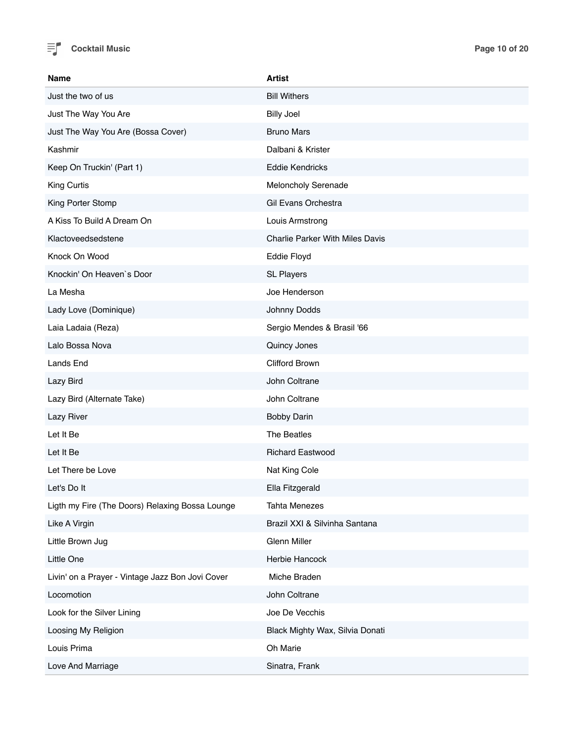| Name | Artist |
| --- | --- |
| Just the two of us | Bill Withers |
| Just The Way You Are | Billy Joel |
| Just The Way You Are (Bossa Cover) | Bruno Mars |
| Kashmir | Dalbani & Krister |
| Keep On Truckin' (Part 1) | Eddie Kendricks |
| King Curtis | Meloncholy Serenade |
| King Porter Stomp | Gil Evans Orchestra |
| A Kiss To Build A Dream On | Louis Armstrong |
| Klactoveedsedstene | Charlie Parker With Miles Davis |
| Knock On Wood | Eddie Floyd |
| Knockin' On Heaven`s Door | SL Players |
| La Mesha | Joe Henderson |
| Lady Love (Dominique) | Johnny Dodds |
| Laia Ladaia (Reza) | Sergio Mendes & Brasil '66 |
| Lalo Bossa Nova | Quincy Jones |
| Lands End | Clifford Brown |
| Lazy Bird | John Coltrane |
| Lazy Bird (Alternate Take) | John Coltrane |
| Lazy River | Bobby Darin |
| Let It Be | The Beatles |
| Let It Be | Richard Eastwood |
| Let There be Love | Nat King Cole |
| Let's Do It | Ella Fitzgerald |
| Ligth my Fire (The Doors) Relaxing Bossa Lounge | Tahta Menezes |
| Like A Virgin | Brazil XXI & Silvinha Santana |
| Little Brown Jug | Glenn Miller |
| Little One | Herbie Hancock |
| Livin' on a Prayer - Vintage Jazz Bon Jovi Cover | Miche Braden |
| Locomotion | John Coltrane |
| Look for the Silver Lining | Joe De Vecchis |
| Loosing My Religion | Black Mighty Wax, Silvia Donati |
| Louis Prima | Oh Marie |
| Love And Marriage | Sinatra, Frank |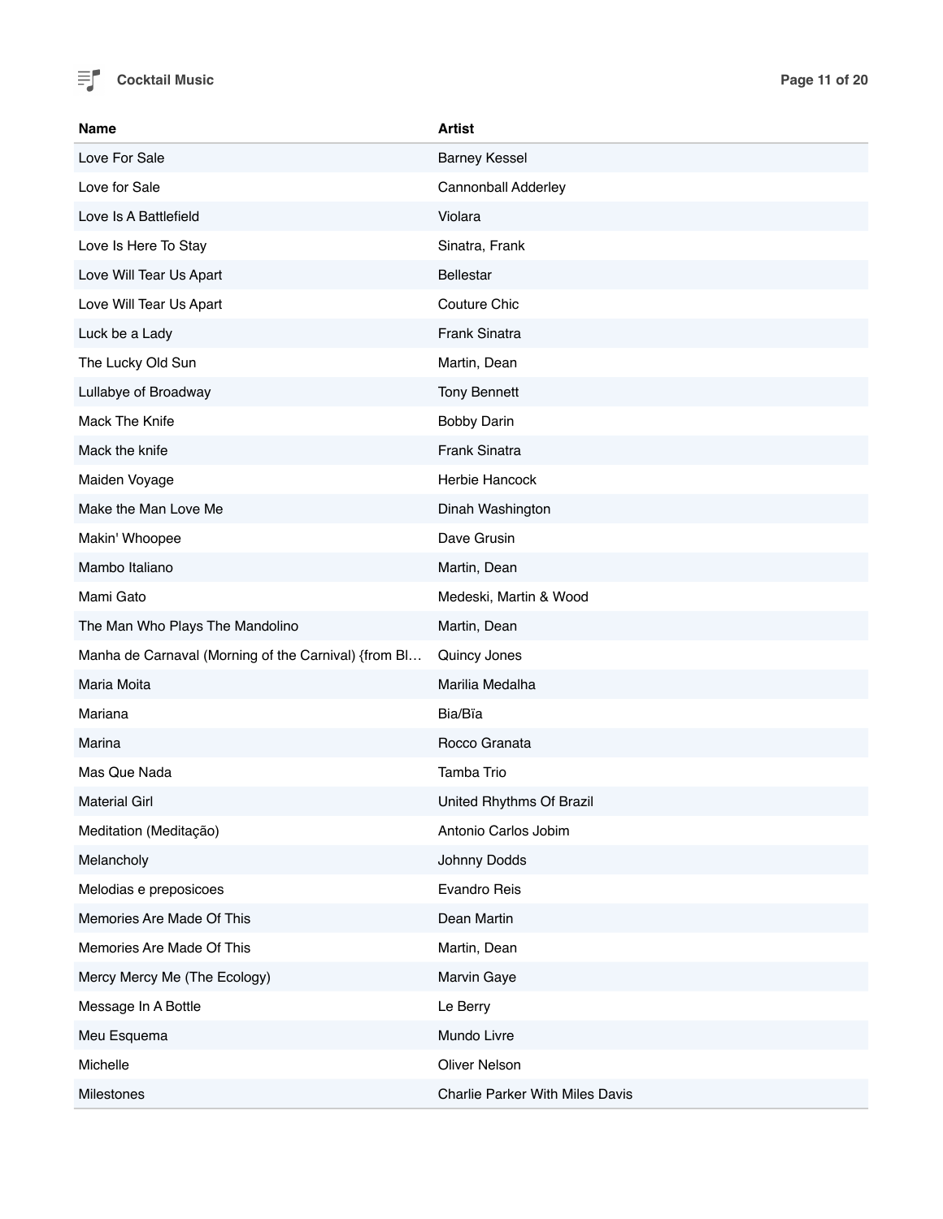| Name | Artist |
| --- | --- |
| Love For Sale | Barney Kessel |
| Love for Sale | Cannonball Adderley |
| Love Is A Battlefield | Violara |
| Love Is Here To Stay | Sinatra, Frank |
| Love Will Tear Us Apart | Bellestar |
| Love Will Tear Us Apart | Couture Chic |
| Luck be a Lady | Frank Sinatra |
| The Lucky Old Sun | Martin, Dean |
| Lullabye of Broadway | Tony Bennett |
| Mack The Knife | Bobby Darin |
| Mack the knife | Frank Sinatra |
| Maiden Voyage | Herbie Hancock |
| Make the Man Love Me | Dinah Washington |
| Makin' Whoopee | Dave Grusin |
| Mambo Italiano | Martin, Dean |
| Mami Gato | Medeski, Martin & Wood |
| The Man Who Plays The Mandolino | Martin, Dean |
| Manha de Carnaval (Morning of the Carnival) {from Bl… | Quincy Jones |
| Maria Moita | Marilia Medalha |
| Mariana | Bia/Bïa |
| Marina | Rocco Granata |
| Mas Que Nada | Tamba Trio |
| Material Girl | United Rhythms Of Brazil |
| Meditation (Meditação) | Antonio Carlos Jobim |
| Melancholy | Johnny Dodds |
| Melodias e preposicoes | Evandro Reis |
| Memories Are Made Of This | Dean Martin |
| Memories Are Made Of This | Martin, Dean |
| Mercy Mercy Me (The Ecology) | Marvin Gaye |
| Message In A Bottle | Le Berry |
| Meu Esquema | Mundo Livre |
| Michelle | Oliver Nelson |
| Milestones | Charlie Parker With Miles Davis |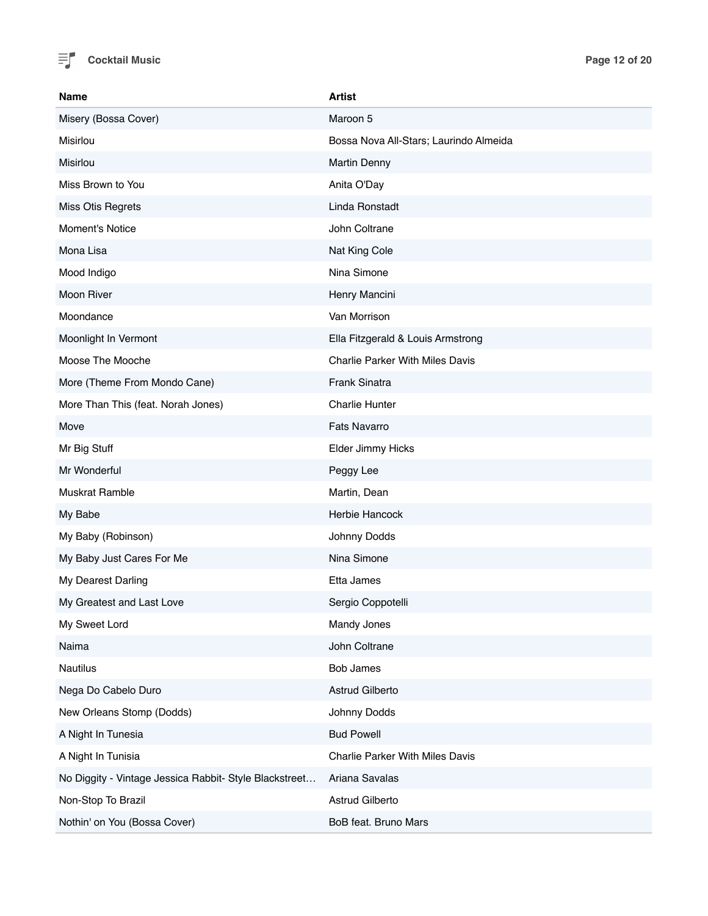| Name | Artist |
| --- | --- |
| Misery (Bossa Cover) | Maroon 5 |
| Misirlou | Bossa Nova All-Stars; Laurindo Almeida |
| Misirlou | Martin Denny |
| Miss Brown to You | Anita O'Day |
| Miss Otis Regrets | Linda Ronstadt |
| Moment's Notice | John Coltrane |
| Mona Lisa | Nat King Cole |
| Mood Indigo | Nina Simone |
| Moon River | Henry Mancini |
| Moondance | Van Morrison |
| Moonlight In Vermont | Ella Fitzgerald & Louis Armstrong |
| Moose The Mooche | Charlie Parker With Miles Davis |
| More (Theme From Mondo Cane) | Frank Sinatra |
| More Than This (feat. Norah Jones) | Charlie Hunter |
| Move | Fats Navarro |
| Mr Big Stuff | Elder Jimmy Hicks |
| Mr Wonderful | Peggy Lee |
| Muskrat Ramble | Martin, Dean |
| My Babe | Herbie Hancock |
| My Baby (Robinson) | Johnny Dodds |
| My Baby Just Cares For Me | Nina Simone |
| My Dearest Darling | Etta James |
| My Greatest and Last Love | Sergio Coppotelli |
| My Sweet Lord | Mandy Jones |
| Naima | John Coltrane |
| Nautilus | Bob James |
| Nega Do Cabelo Duro | Astrud Gilberto |
| New Orleans Stomp (Dodds) | Johnny Dodds |
| A Night In Tunesia | Bud Powell |
| A Night In Tunisia | Charlie Parker With Miles Davis |
| No Diggity - Vintage Jessica Rabbit- Style Blackstreet… | Ariana Savalas |
| Non-Stop To Brazil | Astrud Gilberto |
| Nothin' on You (Bossa Cover) | BoB feat. Bruno Mars |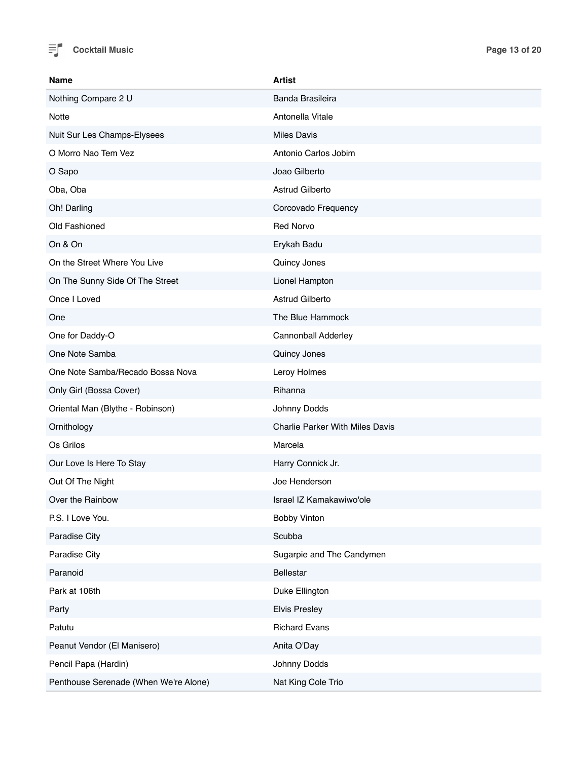| Name | Artist |
| --- | --- |
| Nothing Compare 2 U | Banda Brasileira |
| Notte | Antonella Vitale |
| Nuit Sur Les Champs-Elysees | Miles Davis |
| O Morro Nao Tem Vez | Antonio Carlos Jobim |
| O Sapo | Joao Gilberto |
| Oba, Oba | Astrud Gilberto |
| Oh! Darling | Corcovado Frequency |
| Old Fashioned | Red Norvo |
| On & On | Erykah Badu |
| On the Street Where You Live | Quincy Jones |
| On The Sunny Side Of The Street | Lionel Hampton |
| Once I Loved | Astrud Gilberto |
| One | The Blue Hammock |
| One for Daddy-O | Cannonball Adderley |
| One Note Samba | Quincy Jones |
| One Note Samba/Recado Bossa Nova | Leroy Holmes |
| Only Girl (Bossa Cover) | Rihanna |
| Oriental Man (Blythe - Robinson) | Johnny Dodds |
| Ornithology | Charlie Parker With Miles Davis |
| Os Grilos | Marcela |
| Our Love Is Here To Stay | Harry Connick Jr. |
| Out Of The Night | Joe Henderson |
| Over the Rainbow | Israel IZ Kamakawiwo'ole |
| P.S. I Love You. | Bobby Vinton |
| Paradise City | Scubba |
| Paradise City | Sugarpie and The Candymen |
| Paranoid | Bellestar |
| Park at 106th | Duke Ellington |
| Party | Elvis Presley |
| Patutu | Richard Evans |
| Peanut Vendor (El Manisero) | Anita O'Day |
| Pencil Papa (Hardin) | Johnny Dodds |
| Penthouse Serenade (When We're Alone) | Nat King Cole Trio |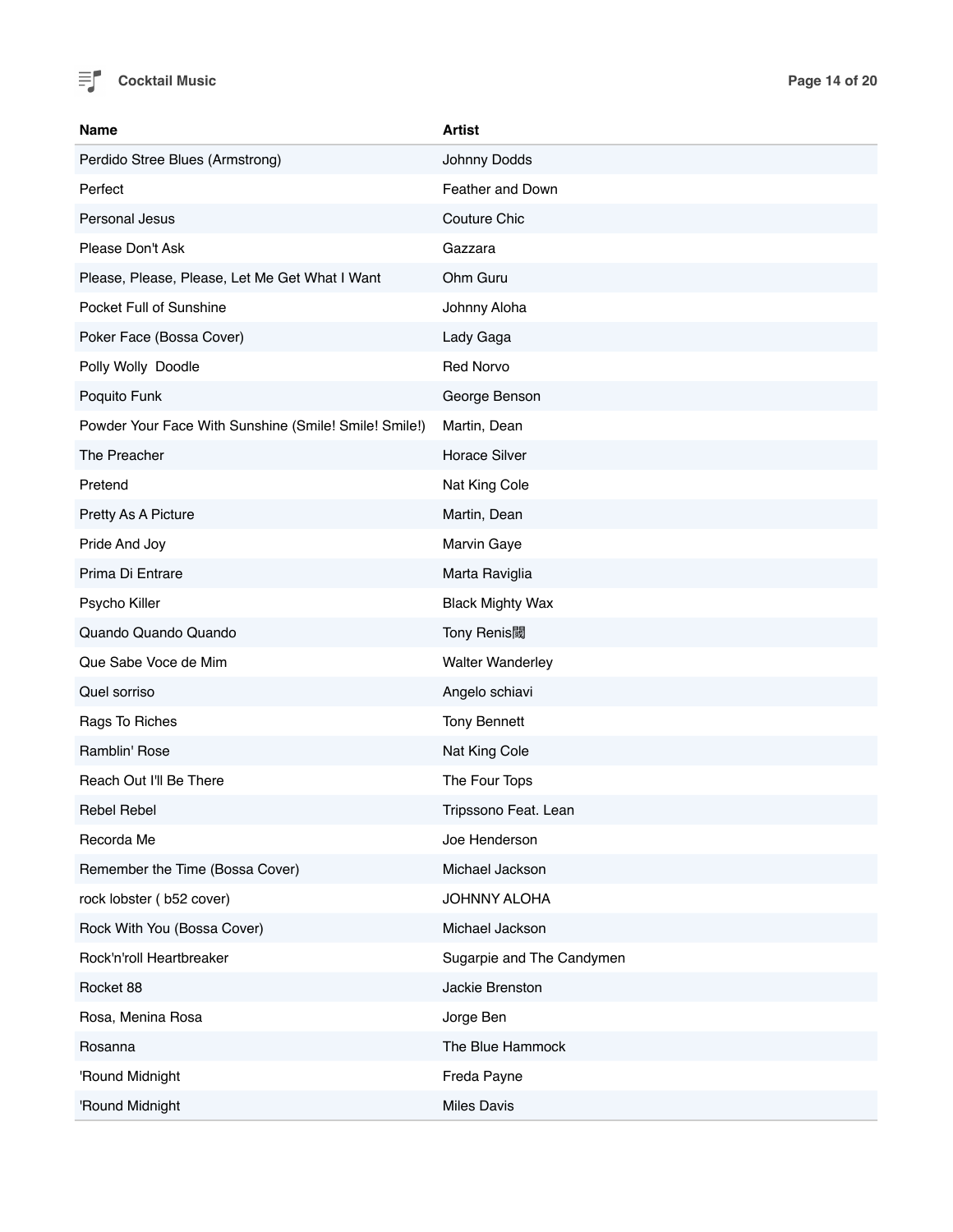| Name | Artist |
| --- | --- |
| Perdido Stree Blues (Armstrong) | Johnny Dodds |
| Perfect | Feather and Down |
| Personal Jesus | Couture Chic |
| Please Don't Ask | Gazzara |
| Please, Please, Please, Let Me Get What I Want | Ohm Guru |
| Pocket Full of Sunshine | Johnny Aloha |
| Poker Face (Bossa Cover) | Lady Gaga |
| Polly Wolly  Doodle | Red Norvo |
| Poquito Funk | George Benson |
| Powder Your Face With Sunshine (Smile! Smile! Smile!) | Martin, Dean |
| The Preacher | Horace Silver |
| Pretend | Nat King Cole |
| Pretty As A Picture | Martin, Dean |
| Pride And Joy | Marvin Gaye |
| Prima Di Entrare | Marta Raviglia |
| Psycho Killer | Black Mighty Wax |
| Quando Quando Quando | Tony Renis闘 |
| Que Sabe Voce de Mim | Walter Wanderley |
| Quel sorriso | Angelo schiavi |
| Rags To Riches | Tony Bennett |
| Ramblin' Rose | Nat King Cole |
| Reach Out I'll Be There | The Four Tops |
| Rebel Rebel | Tripssono Feat. Lean |
| Recorda Me | Joe Henderson |
| Remember the Time (Bossa Cover) | Michael Jackson |
| rock lobster ( b52 cover) | JOHNNY ALOHA |
| Rock With You (Bossa Cover) | Michael Jackson |
| Rock'n'roll Heartbreaker | Sugarpie and The Candymen |
| Rocket 88 | Jackie Brenston |
| Rosa, Menina Rosa | Jorge Ben |
| Rosanna | The Blue Hammock |
| 'Round Midnight | Freda Payne |
| 'Round Midnight | Miles Davis |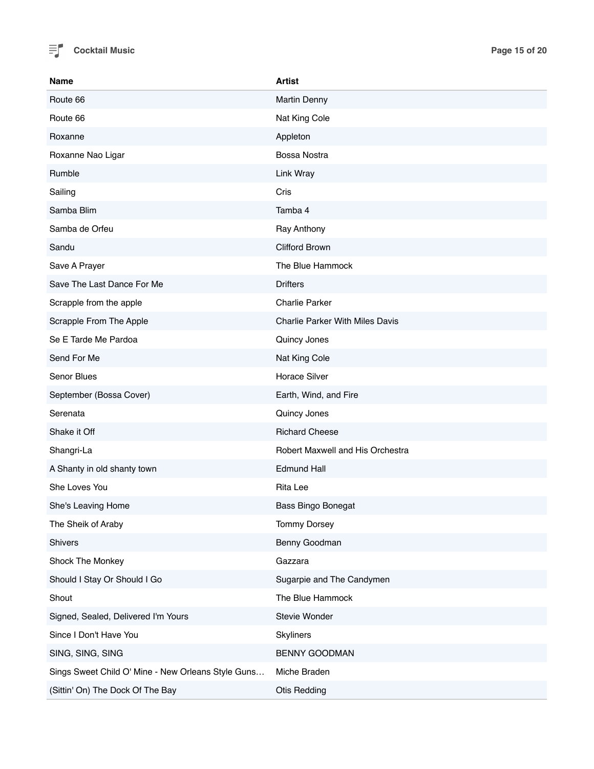| Name | Artist |
| --- | --- |
| Route 66 | Martin Denny |
| Route 66 | Nat King Cole |
| Roxanne | Appleton |
| Roxanne Nao Ligar | Bossa Nostra |
| Rumble | Link Wray |
| Sailing | Cris |
| Samba Blim | Tamba 4 |
| Samba de Orfeu | Ray Anthony |
| Sandu | Clifford Brown |
| Save A Prayer | The Blue Hammock |
| Save The Last Dance For Me | Drifters |
| Scrapple from the apple | Charlie Parker |
| Scrapple From The Apple | Charlie Parker With Miles Davis |
| Se E Tarde Me Pardoa | Quincy Jones |
| Send For Me | Nat King Cole |
| Senor Blues | Horace Silver |
| September (Bossa Cover) | Earth, Wind, and Fire |
| Serenata | Quincy Jones |
| Shake it Off | Richard Cheese |
| Shangri-La | Robert Maxwell and His Orchestra |
| A Shanty in old shanty town | Edmund Hall |
| She Loves You | Rita Lee |
| She's Leaving Home | Bass Bingo Bonegat |
| The Sheik of Araby | Tommy Dorsey |
| Shivers | Benny Goodman |
| Shock The Monkey | Gazzara |
| Should I Stay Or Should I Go | Sugarpie and The Candymen |
| Shout | The Blue Hammock |
| Signed, Sealed, Delivered I'm Yours | Stevie Wonder |
| Since I Don't Have You | Skyliners |
| SING, SING, SING | BENNY GOODMAN |
| Sings Sweet Child O' Mine - New Orleans Style Guns… | Miche Braden |
| (Sittin' On) The Dock Of The Bay | Otis Redding |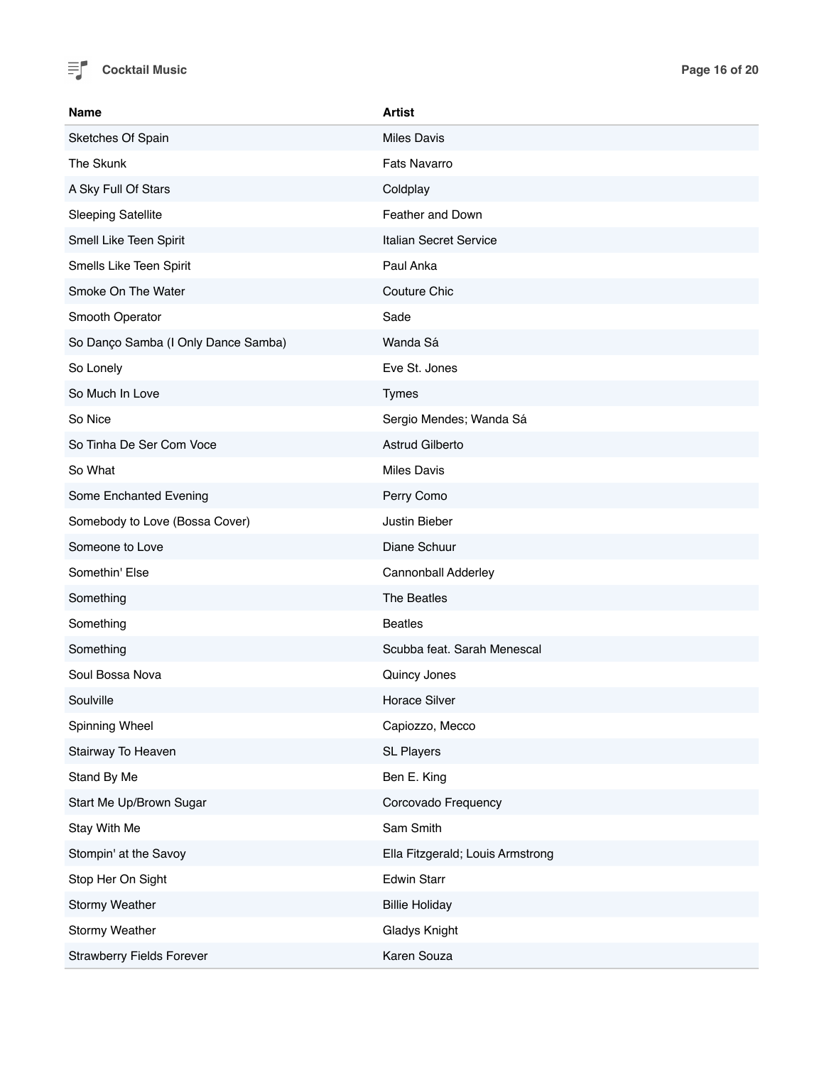| Name | Artist |
| --- | --- |
| Sketches Of Spain | Miles Davis |
| The Skunk | Fats Navarro |
| A Sky Full Of Stars | Coldplay |
| Sleeping Satellite | Feather and Down |
| Smell Like Teen Spirit | Italian Secret Service |
| Smells Like Teen Spirit | Paul Anka |
| Smoke On The Water | Couture Chic |
| Smooth Operator | Sade |
| So Danço Samba (I Only Dance Samba) | Wanda Sá |
| So Lonely | Eve St. Jones |
| So Much In Love | Tymes |
| So Nice | Sergio Mendes; Wanda Sá |
| So Tinha De Ser Com Voce | Astrud Gilberto |
| So What | Miles Davis |
| Some Enchanted Evening | Perry Como |
| Somebody to Love (Bossa Cover) | Justin Bieber |
| Someone to Love | Diane Schuur |
| Somethin' Else | Cannonball Adderley |
| Something | The Beatles |
| Something | Beatles |
| Something | Scubba feat. Sarah Menescal |
| Soul Bossa Nova | Quincy Jones |
| Soulville | Horace Silver |
| Spinning Wheel | Capiozzo, Mecco |
| Stairway To Heaven | SL Players |
| Stand By Me | Ben E. King |
| Start Me Up/Brown Sugar | Corcovado Frequency |
| Stay With Me | Sam Smith |
| Stompin' at the Savoy | Ella Fitzgerald; Louis Armstrong |
| Stop Her On Sight | Edwin Starr |
| Stormy Weather | Billie Holiday |
| Stormy Weather | Gladys Knight |
| Strawberry Fields Forever | Karen Souza |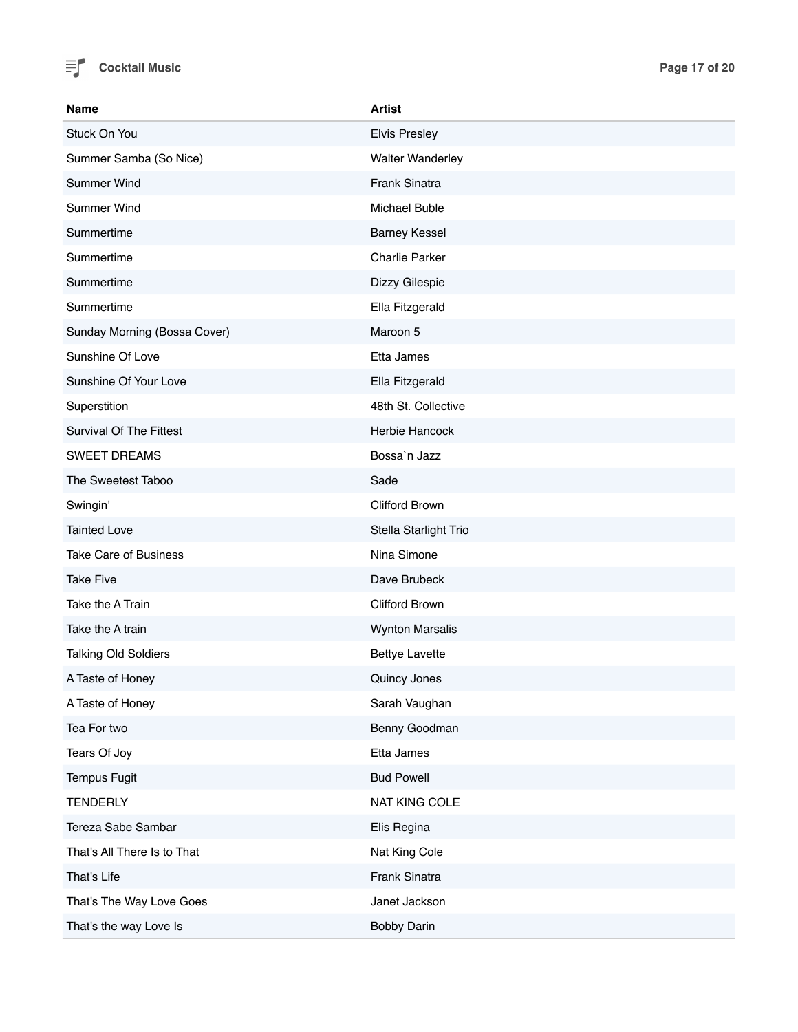| Name | Artist |
| --- | --- |
| Stuck On You | Elvis Presley |
| Summer Samba (So Nice) | Walter Wanderley |
| Summer Wind | Frank Sinatra |
| Summer Wind | Michael Buble |
| Summertime | Barney Kessel |
| Summertime | Charlie Parker |
| Summertime | Dizzy Gilespie |
| Summertime | Ella Fitzgerald |
| Sunday Morning (Bossa Cover) | Maroon 5 |
| Sunshine Of Love | Etta James |
| Sunshine Of Your Love | Ella Fitzgerald |
| Superstition | 48th St. Collective |
| Survival Of The Fittest | Herbie Hancock |
| SWEET DREAMS | Bossa`n Jazz |
| The Sweetest Taboo | Sade |
| Swingin' | Clifford Brown |
| Tainted Love | Stella Starlight Trio |
| Take Care of Business | Nina Simone |
| Take Five | Dave Brubeck |
| Take the A Train | Clifford Brown |
| Take the A train | Wynton Marsalis |
| Talking Old Soldiers | Bettye Lavette |
| A Taste of Honey | Quincy Jones |
| A Taste of Honey | Sarah Vaughan |
| Tea For two | Benny Goodman |
| Tears Of Joy | Etta James |
| Tempus Fugit | Bud Powell |
| TENDERLY | NAT KING COLE |
| Tereza Sabe Sambar | Elis Regina |
| That's All There Is to That | Nat King Cole |
| That's Life | Frank Sinatra |
| That's The Way Love Goes | Janet Jackson |
| That's the way Love Is | Bobby Darin |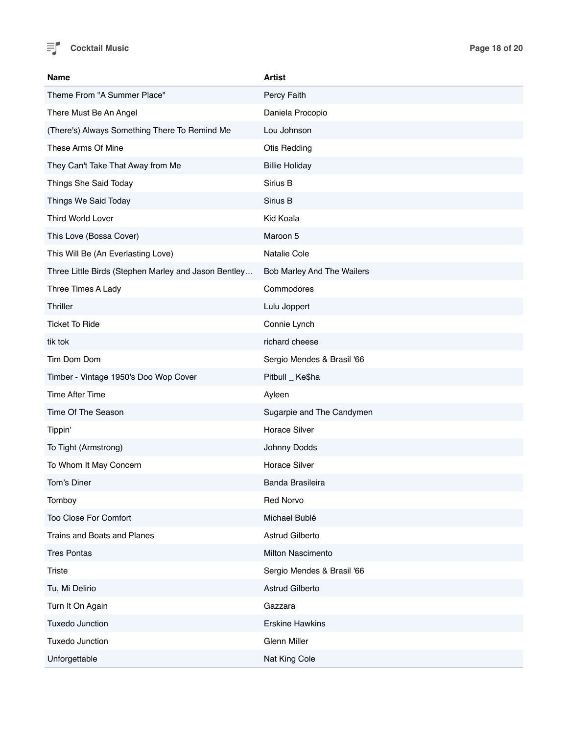| Name | Artist |
| --- | --- |
| Theme From "A Summer Place" | Percy Faith |
| There Must Be An Angel | Daniela Procopio |
| (There's) Always Something There To Remind Me | Lou Johnson |
| These Arms Of Mine | Otis Redding |
| They Can't Take That Away from Me | Billie Holiday |
| Things She Said Today | Sirius B |
| Things We Said Today | Sirius B |
| Third World Lover | Kid Koala |
| This Love (Bossa Cover) | Maroon 5 |
| This Will Be (An Everlasting Love) | Natalie Cole |
| Three Little Birds (Stephen Marley and Jason Bentley… | Bob Marley And The Wailers |
| Three Times A Lady | Commodores |
| Thriller | Lulu Joppert |
| Ticket To Ride | Connie Lynch |
| tik tok | richard cheese |
| Tim Dom Dom | Sergio Mendes & Brasil '66 |
| Timber - Vintage 1950's Doo Wop Cover | Pitbull _ Ke$ha |
| Time After Time | Ayleen |
| Time Of The Season | Sugarpie and The Candymen |
| Tippin' | Horace Silver |
| To Tight (Armstrong) | Johnny Dodds |
| To Whom It May Concern | Horace Silver |
| Tom’s Diner | Banda Brasileira |
| Tomboy | Red Norvo |
| Too Close For Comfort | Michael Bublé |
| Trains and Boats and Planes | Astrud Gilberto |
| Tres Pontas | Milton Nascimento |
| Triste | Sergio Mendes & Brasil '66 |
| Tu, Mi Delirio | Astrud Gilberto |
| Turn It On Again | Gazzara |
| Tuxedo Junction | Erskine Hawkins |
| Tuxedo Junction | Glenn Miller |
| Unforgettable | Nat King Cole |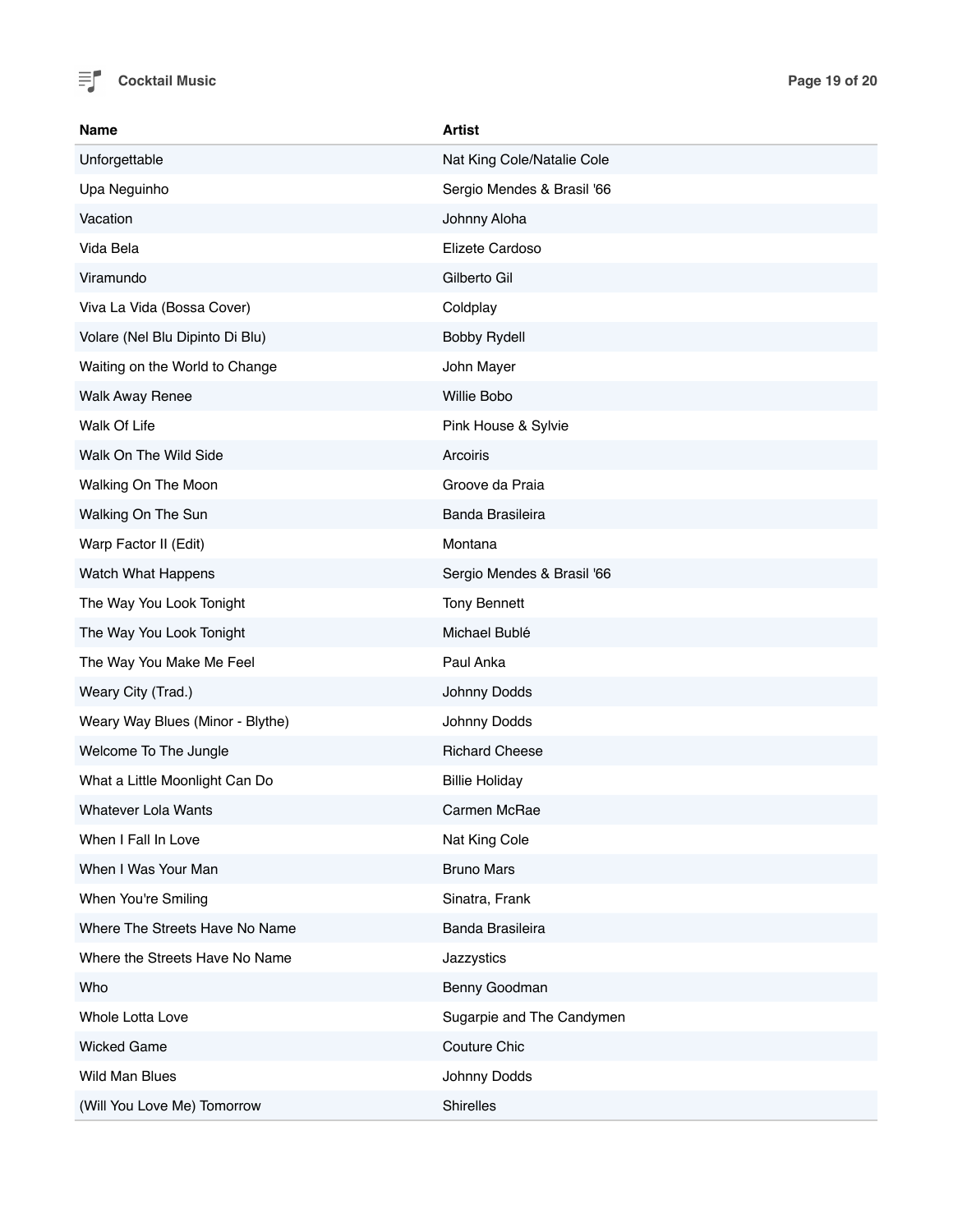| Name | Artist |
|---|---|
| Unforgettable | Nat King Cole/Natalie Cole |
| Upa Neguinho | Sergio Mendes & Brasil '66 |
| Vacation | Johnny Aloha |
| Vida Bela | Elizete Cardoso |
| Viramundo | Gilberto Gil |
| Viva La Vida (Bossa Cover) | Coldplay |
| Volare (Nel Blu Dipinto Di Blu) | Bobby Rydell |
| Waiting on the World to Change | John Mayer |
| Walk Away Renee | Willie Bobo |
| Walk Of Life | Pink House & Sylvie |
| Walk On The Wild Side | Arcoiris |
| Walking On The Moon | Groove da Praia |
| Walking On The Sun | Banda Brasileira |
| Warp Factor II (Edit) | Montana |
| Watch What Happens | Sergio Mendes & Brasil '66 |
| The Way You Look Tonight | Tony Bennett |
| The Way You Look Tonight | Michael Bublé |
| The Way You Make Me Feel | Paul Anka |
| Weary City (Trad.) | Johnny Dodds |
| Weary Way Blues (Minor - Blythe) | Johnny Dodds |
| Welcome To The Jungle | Richard Cheese |
| What a Little Moonlight Can Do | Billie Holiday |
| Whatever Lola Wants | Carmen McRae |
| When I Fall In Love | Nat King Cole |
| When I Was Your Man | Bruno Mars |
| When You're Smiling | Sinatra, Frank |
| Where The Streets Have No Name | Banda Brasileira |
| Where the Streets Have No Name | Jazzystics |
| Who | Benny Goodman |
| Whole Lotta Love | Sugarpie and The Candymen |
| Wicked Game | Couture Chic |
| Wild Man Blues | Johnny Dodds |
| (Will You Love Me) Tomorrow | Shirelles |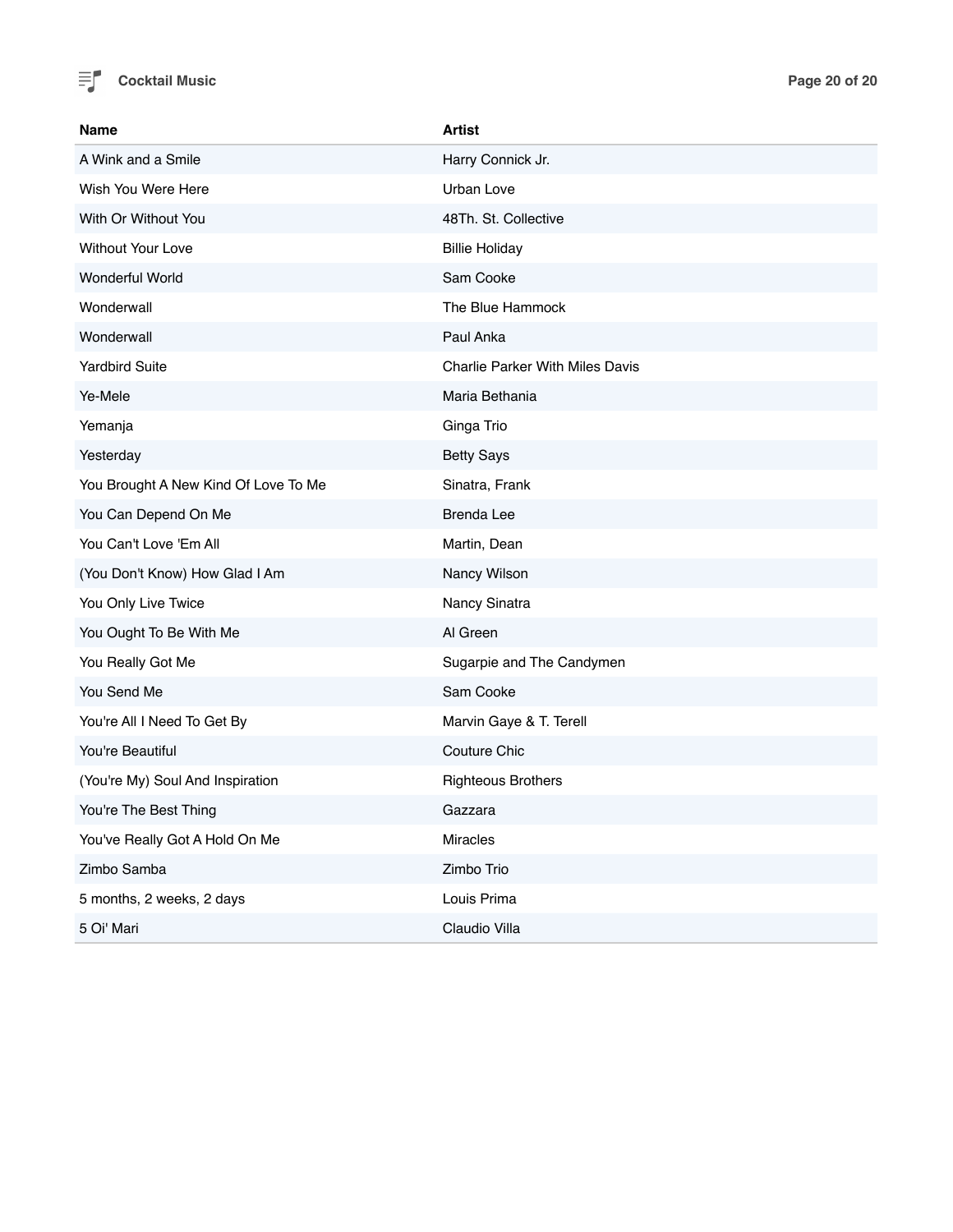| Name | Artist |
| --- | --- |
| A Wink and a Smile | Harry Connick Jr. |
| Wish You Were Here | Urban Love |
| With Or Without You | 48Th. St. Collective |
| Without Your Love | Billie Holiday |
| Wonderful World | Sam Cooke |
| Wonderwall | The Blue Hammock |
| Wonderwall | Paul Anka |
| Yardbird Suite | Charlie Parker With Miles Davis |
| Ye-Mele | Maria Bethania |
| Yemanja | Ginga Trio |
| Yesterday | Betty Says |
| You Brought A New Kind Of Love To Me | Sinatra, Frank |
| You Can Depend On Me | Brenda Lee |
| You Can't Love 'Em All | Martin, Dean |
| (You Don't Know) How Glad I Am | Nancy Wilson |
| You Only Live Twice | Nancy Sinatra |
| You Ought To Be With Me | Al Green |
| You Really Got Me | Sugarpie and The Candymen |
| You Send Me | Sam Cooke |
| You're All I Need To Get By | Marvin Gaye & T. Terell |
| You're Beautiful | Couture Chic |
| (You're My) Soul And Inspiration | Righteous Brothers |
| You're The Best Thing | Gazzara |
| You've Really Got A Hold On Me | Miracles |
| Zimbo Samba | Zimbo Trio |
| 5 months, 2 weeks, 2 days | Louis Prima |
| 5 Oi' Mari | Claudio Villa |